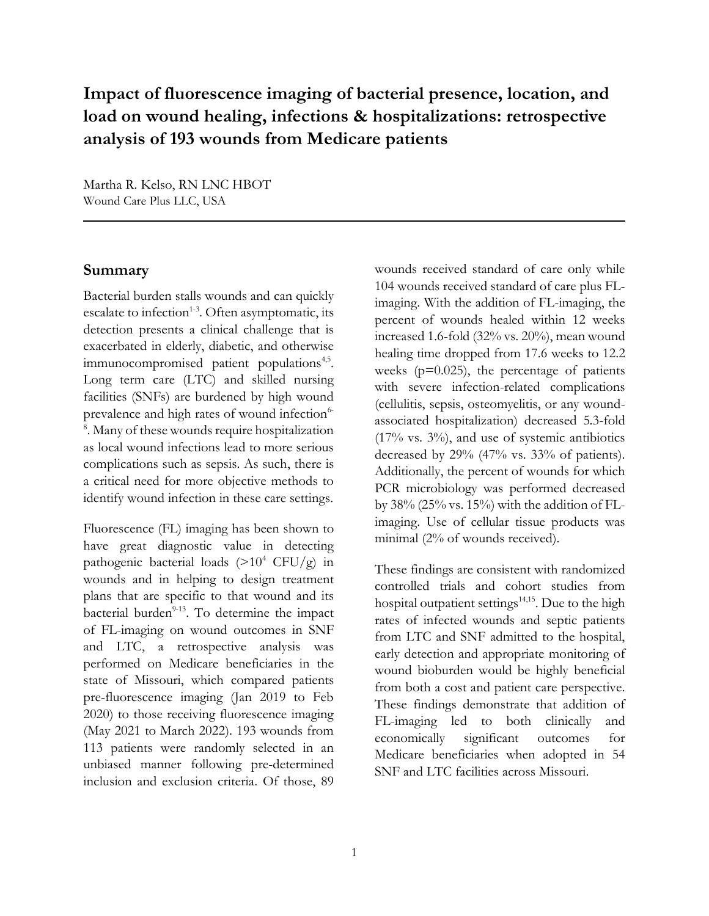# Impact of fluorescence imaging of bacterial presence, location, and load on wound healing, infections & hospitalizations: retrospective analysis of 193 wounds from Medicare patients

Martha R. Kelso, RN LNC HBOT
Wound Care Plus LLC, USA

## Summary

Bacterial burden stalls wounds and can quickly escalate to infection[1-3]. Often asymptomatic, its detection presents a clinical challenge that is exacerbated in elderly, diabetic, and otherwise immunocompromised patient populations[4,5]. Long term care (LTC) and skilled nursing facilities (SNFs) are burdened by high wound prevalence and high rates of wound infection[6-8]. Many of these wounds require hospitalization as local wound infections lead to more serious complications such as sepsis. As such, there is a critical need for more objective methods to identify wound infection in these care settings.

Fluorescence (FL) imaging has been shown to have great diagnostic value in detecting pathogenic bacterial loads ($>10^4$ CFU/g) in wounds and in helping to design treatment plans that are specific to that wound and its bacterial burden[9-13]. To determine the impact of FL-imaging on wound outcomes in SNF and LTC, a retrospective analysis was performed on Medicare beneficiaries in the state of Missouri, which compared patients pre-fluorescence imaging (Jan 2019 to Feb 2020) to those receiving fluorescence imaging (May 2021 to March 2022). 193 wounds from 113 patients were randomly selected in an unbiased manner following pre-determined inclusion and exclusion criteria. Of those, 89 wounds received standard of care only while 104 wounds received standard of care plus FL-imaging. With the addition of FL-imaging, the percent of wounds healed within 12 weeks increased 1.6-fold (32% vs. 20%), mean wound healing time dropped from 17.6 weeks to 12.2 weeks ($p=0.025$), the percentage of patients with severe infection-related complications (cellulitis, sepsis, osteomyelitis, or any wound-associated hospitalization) decreased 5.3-fold (17% vs. 3%), and use of systemic antibiotics decreased by 29% (47% vs. 33% of patients). Additionally, the percent of wounds for which PCR microbiology was performed decreased by 38% (25% vs. 15%) with the addition of FL-imaging. Use of cellular tissue products was minimal (2% of wounds received).

These findings are consistent with randomized controlled trials and cohort studies from hospital outpatient settings[14,15]. Due to the high rates of infected wounds and septic patients from LTC and SNF admitted to the hospital, early detection and appropriate monitoring of wound bioburden would be highly beneficial from both a cost and patient care perspective. These findings demonstrate that addition of FL-imaging led to both clinically and economically significant outcomes for Medicare beneficiaries when adopted in 54 SNF and LTC facilities across Missouri.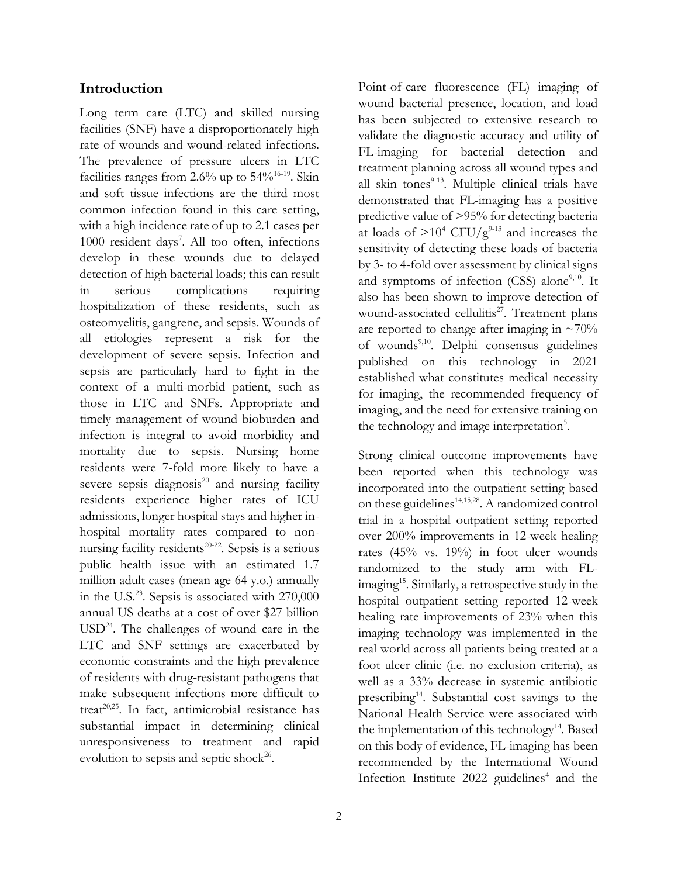## Introduction

Long term care (LTC) and skilled nursing facilities (SNF) have a disproportionately high rate of wounds and wound-related infections. The prevalence of pressure ulcers in LTC facilities ranges from 2.6% up to 54%[16-19]. Skin and soft tissue infections are the third most common infection found in this care setting, with a high incidence rate of up to 2.1 cases per 1000 resident days[7]. All too often, infections develop in these wounds due to delayed detection of high bacterial loads; this can result in serious complications requiring hospitalization of these residents, such as osteomyelitis, gangrene, and sepsis. Wounds of all etiologies represent a risk for the development of severe sepsis. Infection and sepsis are particularly hard to fight in the context of a multi-morbid patient, such as those in LTC and SNFs. Appropriate and timely management of wound bioburden and infection is integral to avoid morbidity and mortality due to sepsis. Nursing home residents were 7-fold more likely to have a severe sepsis diagnosis[20] and nursing facility residents experience higher rates of ICU admissions, longer hospital stays and higher in-hospital mortality rates compared to non-nursing facility residents[20-22]. Sepsis is a serious public health issue with an estimated 1.7 million adult cases (mean age 64 y.o.) annually in the U.S.[23]. Sepsis is associated with 270,000 annual US deaths at a cost of over $27 billion USD[24]. The challenges of wound care in the LTC and SNF settings are exacerbated by economic constraints and the high prevalence of residents with drug-resistant pathogens that make subsequent infections more difficult to treat[20,25]. In fact, antimicrobial resistance has substantial impact in determining clinical unresponsiveness to treatment and rapid evolution to sepsis and septic shock[26].

Point-of-care fluorescence (FL) imaging of wound bacterial presence, location, and load has been subjected to extensive research to validate the diagnostic accuracy and utility of FL-imaging for bacterial detection and treatment planning across all wound types and all skin tones[9-13]. Multiple clinical trials have demonstrated that FL-imaging has a positive predictive value of >95% for detecting bacteria at loads of $>10^4$ CFU/g[9-13] and increases the sensitivity of detecting these loads of bacteria by 3- to 4-fold over assessment by clinical signs and symptoms of infection (CSS) alone[9,10]. It also has been shown to improve detection of wound-associated cellulitis[27]. Treatment plans are reported to change after imaging in ~70% of wounds[9,10]. Delphi consensus guidelines published on this technology in 2021 established what constitutes medical necessity for imaging, the recommended frequency of imaging, and the need for extensive training on the technology and image interpretation[5].

Strong clinical outcome improvements have been reported when this technology was incorporated into the outpatient setting based on these guidelines[14,15,28]. A randomized control trial in a hospital outpatient setting reported over 200% improvements in 12-week healing rates (45% vs. 19%) in foot ulcer wounds randomized to the study arm with FL-imaging[15]. Similarly, a retrospective study in the hospital outpatient setting reported 12-week healing rate improvements of 23% when this imaging technology was implemented in the real world across all patients being treated at a foot ulcer clinic (i.e. no exclusion criteria), as well as a 33% decrease in systemic antibiotic prescribing[14]. Substantial cost savings to the National Health Service were associated with the implementation of this technology[14]. Based on this body of evidence, FL-imaging has been recommended by the International Wound Infection Institute 2022 guidelines[4] and the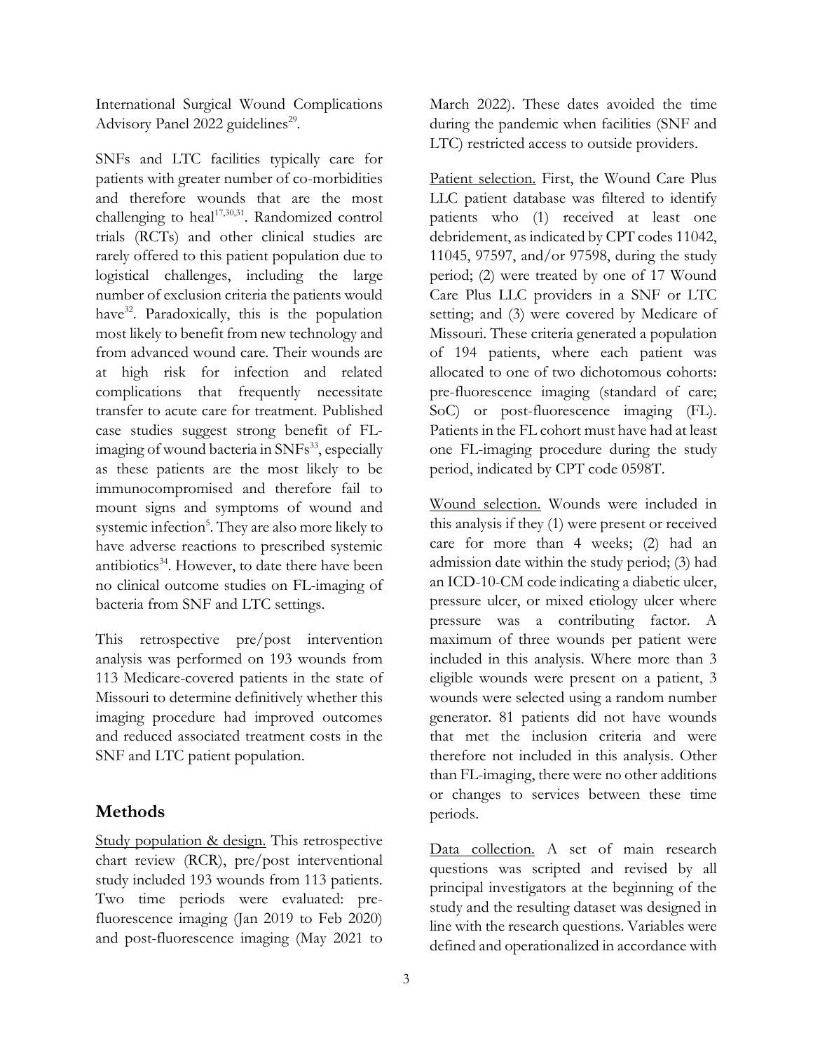International Surgical Wound Complications Advisory Panel 2022 guidelines[29].

SNFs and LTC facilities typically care for patients with greater number of co-morbidities and therefore wounds that are the most challenging to heal[17,30,31]. Randomized control trials (RCTs) and other clinical studies are rarely offered to this patient population due to logistical challenges, including the large number of exclusion criteria the patients would have[32]. Paradoxically, this is the population most likely to benefit from new technology and from advanced wound care. Their wounds are at high risk for infection and related complications that frequently necessitate transfer to acute care for treatment. Published case studies suggest strong benefit of FL-imaging of wound bacteria in SNFs[33], especially as these patients are the most likely to be immunocompromised and therefore fail to mount signs and symptoms of wound and systemic infection[5]. They are also more likely to have adverse reactions to prescribed systemic antibiotics[34]. However, to date there have been no clinical outcome studies on FL-imaging of bacteria from SNF and LTC settings.

This retrospective pre/post intervention analysis was performed on 193 wounds from 113 Medicare-covered patients in the state of Missouri to determine definitively whether this imaging procedure had improved outcomes and reduced associated treatment costs in the SNF and LTC patient population.

## Methods

Study population & design. This retrospective chart review (RCR), pre/post interventional study included 193 wounds from 113 patients. Two time periods were evaluated: pre-fluorescence imaging (Jan 2019 to Feb 2020) and post-fluorescence imaging (May 2021 to March 2022). These dates avoided the time during the pandemic when facilities (SNF and LTC) restricted access to outside providers.

Patient selection. First, the Wound Care Plus LLC patient database was filtered to identify patients who (1) received at least one debridement, as indicated by CPT codes 11042, 11045, 97597, and/or 97598, during the study period; (2) were treated by one of 17 Wound Care Plus LLC providers in a SNF or LTC setting; and (3) were covered by Medicare of Missouri. These criteria generated a population of 194 patients, where each patient was allocated to one of two dichotomous cohorts: pre-fluorescence imaging (standard of care; SoC) or post-fluorescence imaging (FL). Patients in the FL cohort must have had at least one FL-imaging procedure during the study period, indicated by CPT code 0598T.

Wound selection. Wounds were included in this analysis if they (1) were present or received care for more than 4 weeks; (2) had an admission date within the study period; (3) had an ICD-10-CM code indicating a diabetic ulcer, pressure ulcer, or mixed etiology ulcer where pressure was a contributing factor. A maximum of three wounds per patient were included in this analysis. Where more than 3 eligible wounds were present on a patient, 3 wounds were selected using a random number generator. 81 patients did not have wounds that met the inclusion criteria and were therefore not included in this analysis. Other than FL-imaging, there were no other additions or changes to services between these time periods.

Data collection. A set of main research questions was scripted and revised by all principal investigators at the beginning of the study and the resulting dataset was designed in line with the research questions. Variables were defined and operationalized in accordance with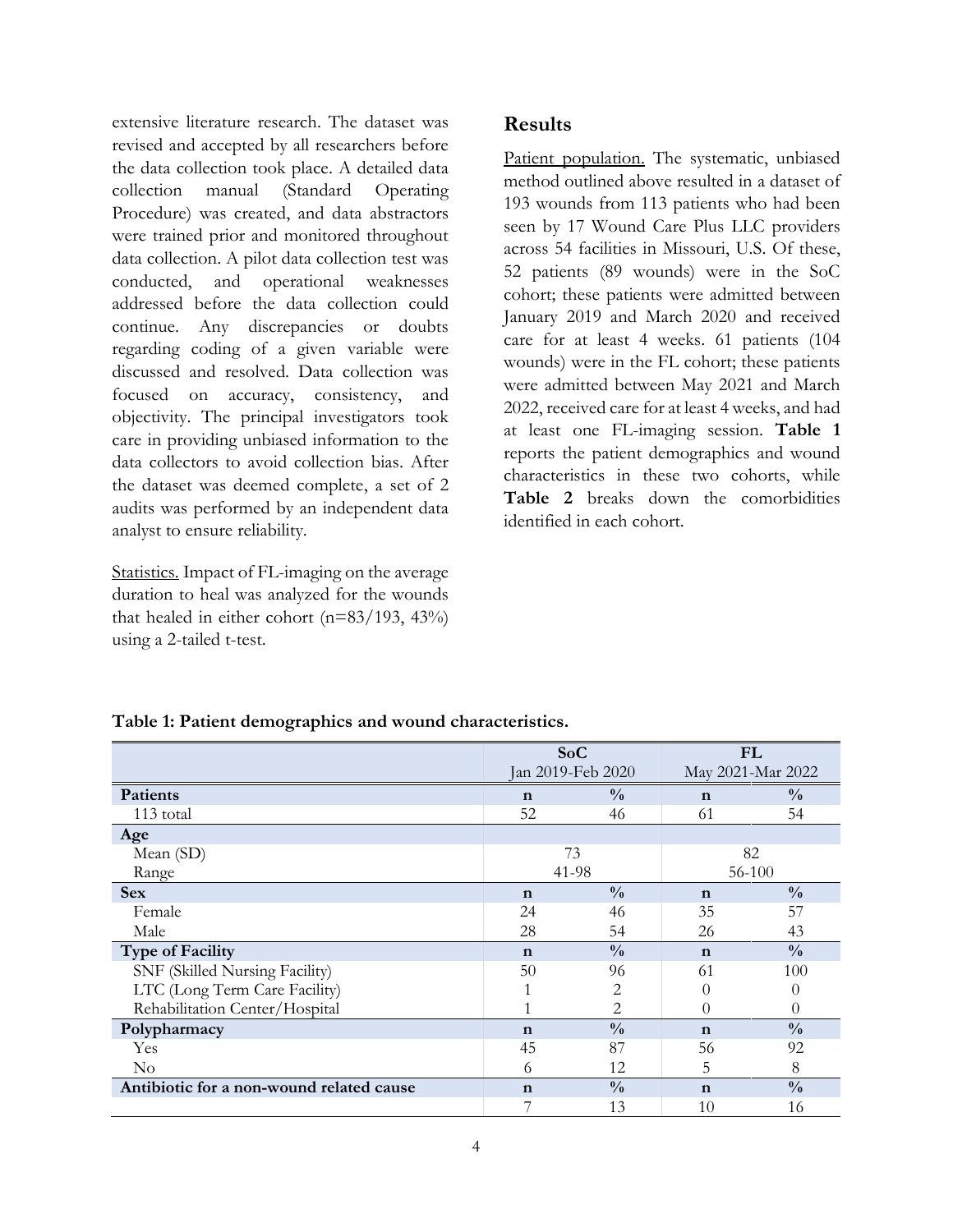extensive literature research. The dataset was revised and accepted by all researchers before the data collection took place. A detailed data collection manual (Standard Operating Procedure) was created, and data abstractors were trained prior and monitored throughout data collection. A pilot data collection test was conducted, and operational weaknesses addressed before the data collection could continue. Any discrepancies or doubts regarding coding of a given variable were discussed and resolved. Data collection was focused on accuracy, consistency, and objectivity. The principal investigators took care in providing unbiased information to the data collectors to avoid collection bias. After the dataset was deemed complete, a set of 2 audits was performed by an independent data analyst to ensure reliability.

Statistics. Impact of FL-imaging on the average duration to heal was analyzed for the wounds that healed in either cohort (n=83/193, 43%) using a 2-tailed t-test.

## Results

Patient population. The systematic, unbiased method outlined above resulted in a dataset of 193 wounds from 113 patients who had been seen by 17 Wound Care Plus LLC providers across 54 facilities in Missouri, U.S. Of these, 52 patients (89 wounds) were in the SoC cohort; these patients were admitted between January 2019 and March 2020 and received care for at least 4 weeks. 61 patients (104 wounds) were in the FL cohort; these patients were admitted between May 2021 and March 2022, received care for at least 4 weeks, and had at least one FL-imaging session. **Table 1** reports the patient demographics and wound characteristics in these two cohorts, while **Table 2** breaks down the comorbidities identified in each cohort.

**Table 1: Patient demographics and wound characteristics.**

| | SoC Jan 2019-Feb 2020 | | FL May 2021-Mar 2022 | |
|---|---|---|---|---|
| **Patients** | **n** | **%** | **n** | **%** |
| 113 total | 52 | 46 | 61 | 54 |
| **Age** | | | | |
| Mean (SD) | 73 | | 82 | |
| Range | 41-98 | | 56-100 | |
| **Sex** | **n** | **%** | **n** | **%** |
| Female | 24 | 46 | 35 | 57 |
| Male | 28 | 54 | 26 | 43 |
| **Type of Facility** | **n** | **%** | **n** | **%** |
| SNF (Skilled Nursing Facility) | 50 | 96 | 61 | 100 |
| LTC (Long Term Care Facility) | 1 | 2 | 0 | 0 |
| Rehabilitation Center/Hospital | 1 | 2 | 0 | 0 |
| **Polypharmacy** | **n** | **%** | **n** | **%** |
| Yes | 45 | 87 | 56 | 92 |
| No | 6 | 12 | 5 | 8 |
| **Antibiotic for a non-wound related cause** | **n** | **%** | **n** | **%** |
| | 7 | 13 | 10 | 16 |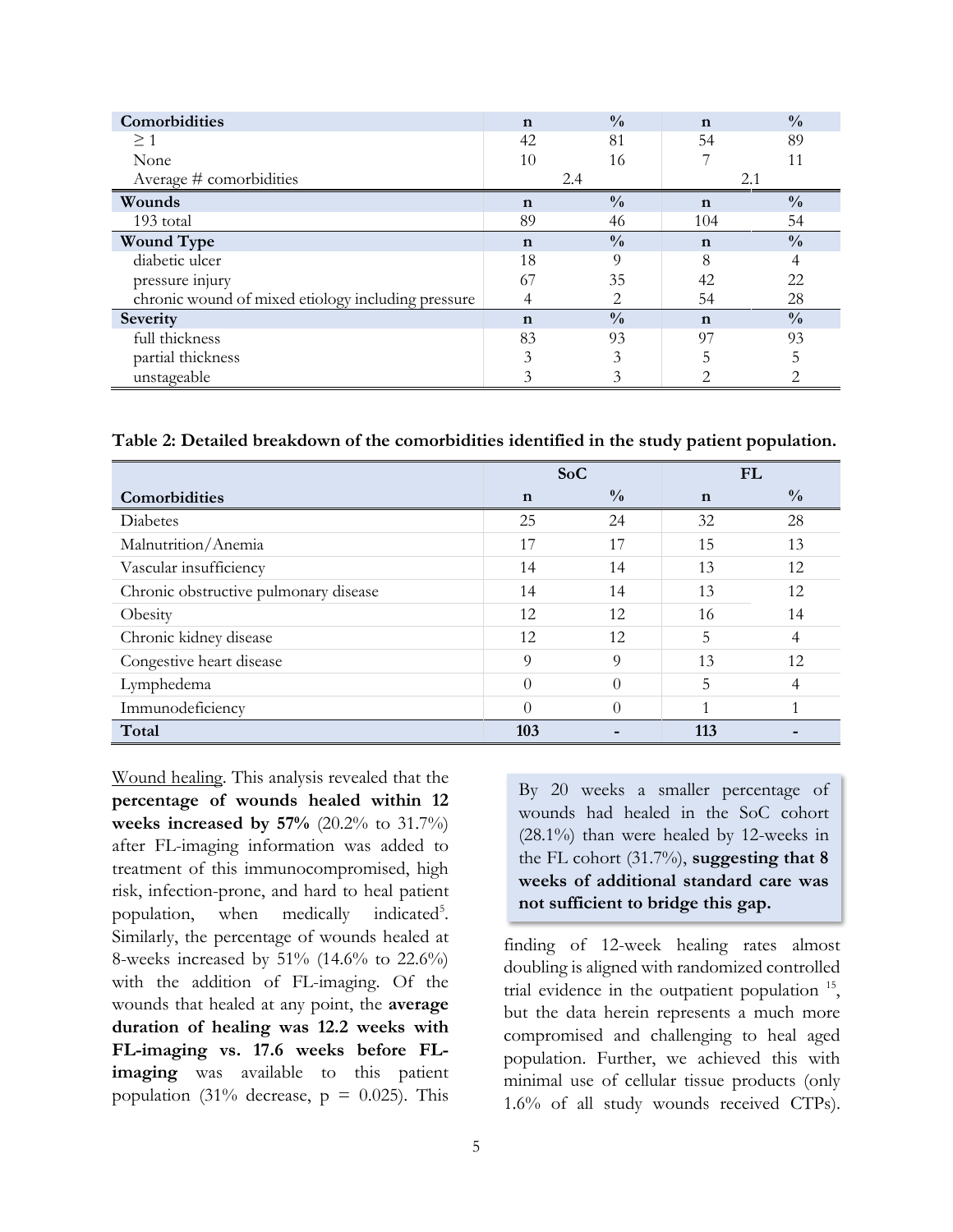| Comorbidities | n | % | n | % |
|---|---|---|---|---|
| ≥ 1 | 42 | 81 | 54 | 89 |
| None | 10 | 16 | 7 | 11 |
| Average # comorbidities | 2.4 | | 2.1 | |
| **Wounds** | **n** | **%** | **n** | **%** |
| 193 total | 89 | 46 | 104 | 54 |
| **Wound Type** | **n** | **%** | **n** | **%** |
| diabetic ulcer | 18 | 9 | 8 | 4 |
| pressure injury | 67 | 35 | 42 | 22 |
| chronic wound of mixed etiology including pressure | 4 | 2 | 54 | 28 |
| **Severity** | **n** | **%** | **n** | **%** |
| full thickness | 83 | 93 | 97 | 93 |
| partial thickness | 3 | 3 | 5 | 5 |
| unstageable | 3 | 3 | 2 | 2 |

**Table 2: Detailed breakdown of the comorbidities identified in the study patient population.**

| | SoC | | FL | |
|---|---|---|---|---|
| **Comorbidities** | **n** | **%** | **n** | **%** |
| Diabetes | 25 | 24 | 32 | 28 |
| Malnutrition/Anemia | 17 | 17 | 15 | 13 |
| Vascular insufficiency | 14 | 14 | 13 | 12 |
| Chronic obstructive pulmonary disease | 14 | 14 | 13 | 12 |
| Obesity | 12 | 12 | 16 | 14 |
| Chronic kidney disease | 12 | 12 | 5 | 4 |
| Congestive heart disease | 9 | 9 | 13 | 12 |
| Lymphedema | 0 | 0 | 5 | 4 |
| Immunodeficiency | 0 | 0 | 1 | 1 |
| **Total** | **103** | **-** | **113** | **-** |

Wound healing. This analysis revealed that the **percentage of wounds healed within 12 weeks increased by 57%** (20.2% to 31.7%) after FL-imaging information was added to treatment of this immunocompromised, high risk, infection-prone, and hard to heal patient population, when medically indicated[5]. Similarly, the percentage of wounds healed at 8-weeks increased by 51% (14.6% to 22.6%) with the addition of FL-imaging. Of the wounds that healed at any point, the **average duration of healing was 12.2 weeks with FL-imaging vs. 17.6 weeks before FL-imaging** was available to this patient population (31% decrease, $p = 0.025$). This finding of 12-week healing rates almost doubling is aligned with randomized controlled trial evidence in the outpatient population [15], but the data herein represents a much more compromised and challenging to heal aged population. Further, we achieved this with minimal use of cellular tissue products (only 1.6% of all study wounds received CTPs).

> By 20 weeks a smaller percentage of wounds had healed in the SoC cohort (28.1%) than were healed by 12-weeks in the FL cohort (31.7%), **suggesting that 8 weeks of additional standard care was not sufficient to bridge this gap.**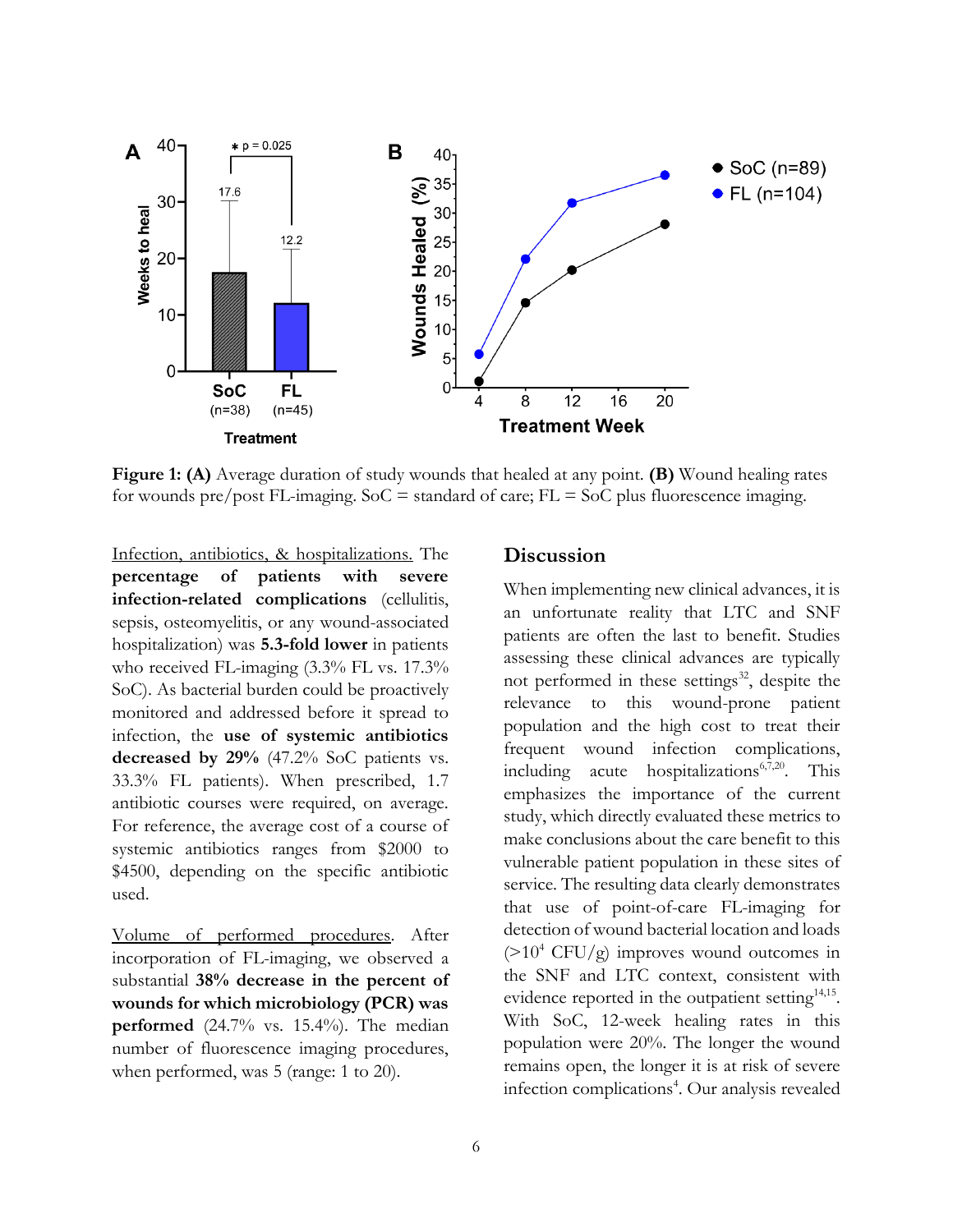**Figure 1: (A)** Average duration of study wounds that healed at any point. **(B)** Wound healing rates for wounds pre/post FL-imaging. SoC = standard of care; FL = SoC plus fluorescence imaging.

Infection, antibiotics, & hospitalizations. The **percentage of patients with severe infection-related complications** (cellulitis, sepsis, osteomyelitis, or any wound-associated hospitalization) was **5.3-fold lower** in patients who received FL-imaging (3.3% FL vs. 17.3% SoC). As bacterial burden could be proactively monitored and addressed before it spread to infection, the **use of systemic antibiotics decreased by 29%** (47.2% SoC patients vs. 33.3% FL patients). When prescribed, 1.7 antibiotic courses were required, on average. For reference, the average cost of a course of systemic antibiotics ranges from $2000 to $4500, depending on the specific antibiotic used.

Volume of performed procedures. After incorporation of FL-imaging, we observed a substantial **38% decrease in the percent of wounds for which microbiology (PCR) was performed** (24.7% vs. 15.4%). The median number of fluorescence imaging procedures, when performed, was 5 (range: 1 to 20).

## Discussion

When implementing new clinical advances, it is an unfortunate reality that LTC and SNF patients are often the last to benefit. Studies assessing these clinical advances are typically not performed in these settings[32], despite the relevance to this wound-prone patient population and the high cost to treat their frequent wound infection complications, including acute hospitalizations[6,7,20]. This emphasizes the importance of the current study, which directly evaluated these metrics to make conclusions about the care benefit to this vulnerable patient population in these sites of service. The resulting data clearly demonstrates that use of point-of-care FL-imaging for detection of wound bacterial location and loads ($>10^4$ CFU/g) improves wound outcomes in the SNF and LTC context, consistent with evidence reported in the outpatient setting[14,15]. With SoC, 12-week healing rates in this population were 20%. The longer the wound remains open, the longer it is at risk of severe infection complications[4]. Our analysis revealed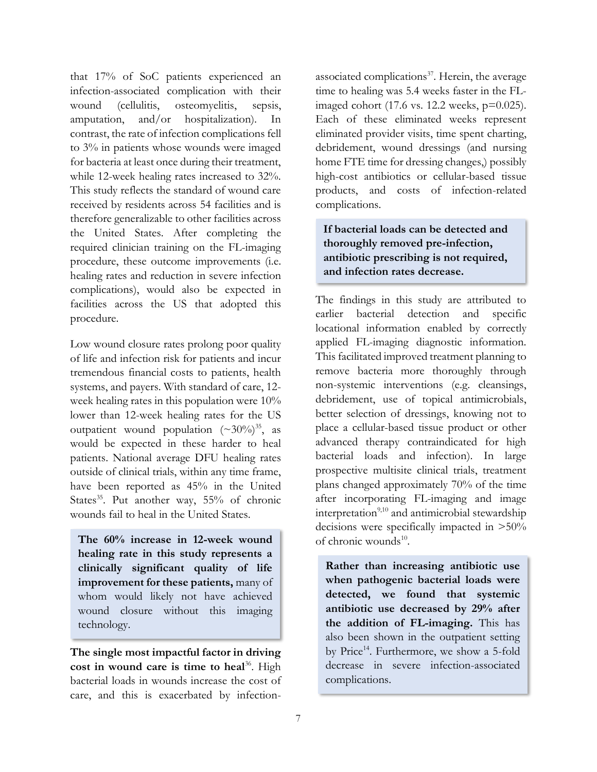that 17% of SoC patients experienced an infection-associated complication with their wound (cellulitis, osteomyelitis, sepsis, amputation, and/or hospitalization). In contrast, the rate of infection complications fell to 3% in patients whose wounds were imaged for bacteria at least once during their treatment, while 12-week healing rates increased to 32%. This study reflects the standard of wound care received by residents across 54 facilities and is therefore generalizable to other facilities across the United States. After completing the required clinician training on the FL-imaging procedure, these outcome improvements (i.e. healing rates and reduction in severe infection complications), would also be expected in facilities across the US that adopted this procedure.

Low wound closure rates prolong poor quality of life and infection risk for patients and incur tremendous financial costs to patients, health systems, and payers. With standard of care, 12-week healing rates in this population were 10% lower than 12-week healing rates for the US outpatient wound population (~30%)[35], as would be expected in these harder to heal patients. National average DFU healing rates outside of clinical trials, within any time frame, have been reported as 45% in the United States[35]. Put another way, 55% of chronic wounds fail to heal in the United States.

> **The 60% increase in 12-week wound healing rate in this study represents a clinically significant quality of life improvement for these patients,** many of whom would likely not have achieved wound closure without this imaging technology.

**The single most impactful factor in driving cost in wound care is time to heal**[36]. High bacterial loads in wounds increase the cost of care, and this is exacerbated by infection-associated complications[37]. Herein, the average time to healing was 5.4 weeks faster in the FL-imaged cohort (17.6 vs. 12.2 weeks, $p=0.025$). Each of these eliminated weeks represent eliminated provider visits, time spent charting, debridement, wound dressings (and nursing home FTE time for dressing changes,) possibly high-cost antibiotics or cellular-based tissue products, and costs of infection-related complications.

> **If bacterial loads can be detected and thoroughly removed pre-infection, antibiotic prescribing is not required, and infection rates decrease.**

The findings in this study are attributed to earlier bacterial detection and specific locational information enabled by correctly applied FL-imaging diagnostic information. This facilitated improved treatment planning to remove bacteria more thoroughly through non-systemic interventions (e.g. cleansings, debridement, use of topical antimicrobials, better selection of dressings, knowing not to place a cellular-based tissue product or other advanced therapy contraindicated for high bacterial loads and infection). In large prospective multisite clinical trials, treatment plans changed approximately 70% of the time after incorporating FL-imaging and image interpretation[9,10] and antimicrobial stewardship decisions were specifically impacted in >50% of chronic wounds[10].

> **Rather than increasing antibiotic use when pathogenic bacterial loads were detected, we found that systemic antibiotic use decreased by 29% after the addition of FL-imaging.** This has also been shown in the outpatient setting by Price[14]. Furthermore, we show a 5-fold decrease in severe infection-associated complications.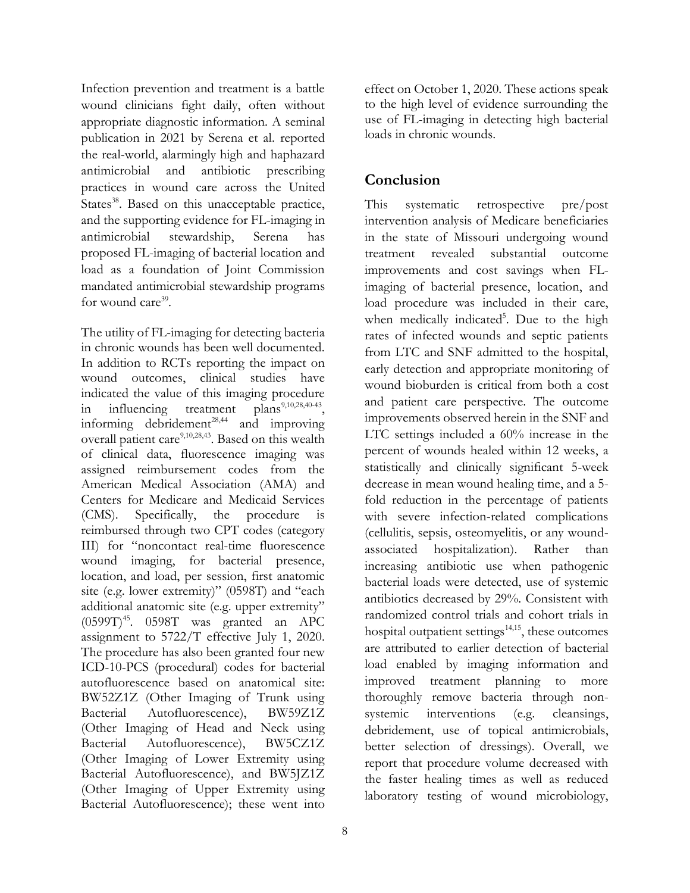Infection prevention and treatment is a battle wound clinicians fight daily, often without appropriate diagnostic information. A seminal publication in 2021 by Serena et al. reported the real-world, alarmingly high and haphazard antimicrobial and antibiotic prescribing practices in wound care across the United States[38]. Based on this unacceptable practice, and the supporting evidence for FL-imaging in antimicrobial stewardship, Serena has proposed FL-imaging of bacterial location and load as a foundation of Joint Commission mandated antimicrobial stewardship programs for wound care[39].

The utility of FL-imaging for detecting bacteria in chronic wounds has been well documented. In addition to RCTs reporting the impact on wound outcomes, clinical studies have indicated the value of this imaging procedure in influencing treatment plans[9,10,28,40-43], informing debridement[28,44] and improving overall patient care[9,10,28,43]. Based on this wealth of clinical data, fluorescence imaging was assigned reimbursement codes from the American Medical Association (AMA) and Centers for Medicare and Medicaid Services (CMS). Specifically, the procedure is reimbursed through two CPT codes (category III) for "noncontact real-time fluorescence wound imaging, for bacterial presence, location, and load, per session, first anatomic site (e.g. lower extremity)" (0598T) and "each additional anatomic site (e.g. upper extremity" (0599T)[45]. 0598T was granted an APC assignment to 5722/T effective July 1, 2020. The procedure has also been granted four new ICD-10-PCS (procedural) codes for bacterial autofluorescence based on anatomical site: BW52Z1Z (Other Imaging of Trunk using Bacterial Autofluorescence), BW59Z1Z (Other Imaging of Head and Neck using Bacterial Autofluorescence), BW5CZ1Z (Other Imaging of Lower Extremity using Bacterial Autofluorescence), and BW5JZ1Z (Other Imaging of Upper Extremity using Bacterial Autofluorescence); these went into effect on October 1, 2020. These actions speak to the high level of evidence surrounding the use of FL-imaging in detecting high bacterial loads in chronic wounds.

## Conclusion

This systematic retrospective pre/post intervention analysis of Medicare beneficiaries in the state of Missouri undergoing wound treatment revealed substantial outcome improvements and cost savings when FL-imaging of bacterial presence, location, and load procedure was included in their care, when medically indicated[5]. Due to the high rates of infected wounds and septic patients from LTC and SNF admitted to the hospital, early detection and appropriate monitoring of wound bioburden is critical from both a cost and patient care perspective. The outcome improvements observed herein in the SNF and LTC settings included a 60% increase in the percent of wounds healed within 12 weeks, a statistically and clinically significant 5-week decrease in mean wound healing time, and a 5-fold reduction in the percentage of patients with severe infection-related complications (cellulitis, sepsis, osteomyelitis, or any wound-associated hospitalization). Rather than increasing antibiotic use when pathogenic bacterial loads were detected, use of systemic antibiotics decreased by 29%. Consistent with randomized control trials and cohort trials in hospital outpatient settings[14,15], these outcomes are attributed to earlier detection of bacterial load enabled by imaging information and improved treatment planning to more thoroughly remove bacteria through non-systemic interventions (e.g. cleansings, debridement, use of topical antimicrobials, better selection of dressings). Overall, we report that procedure volume decreased with the faster healing times as well as reduced laboratory testing of wound microbiology,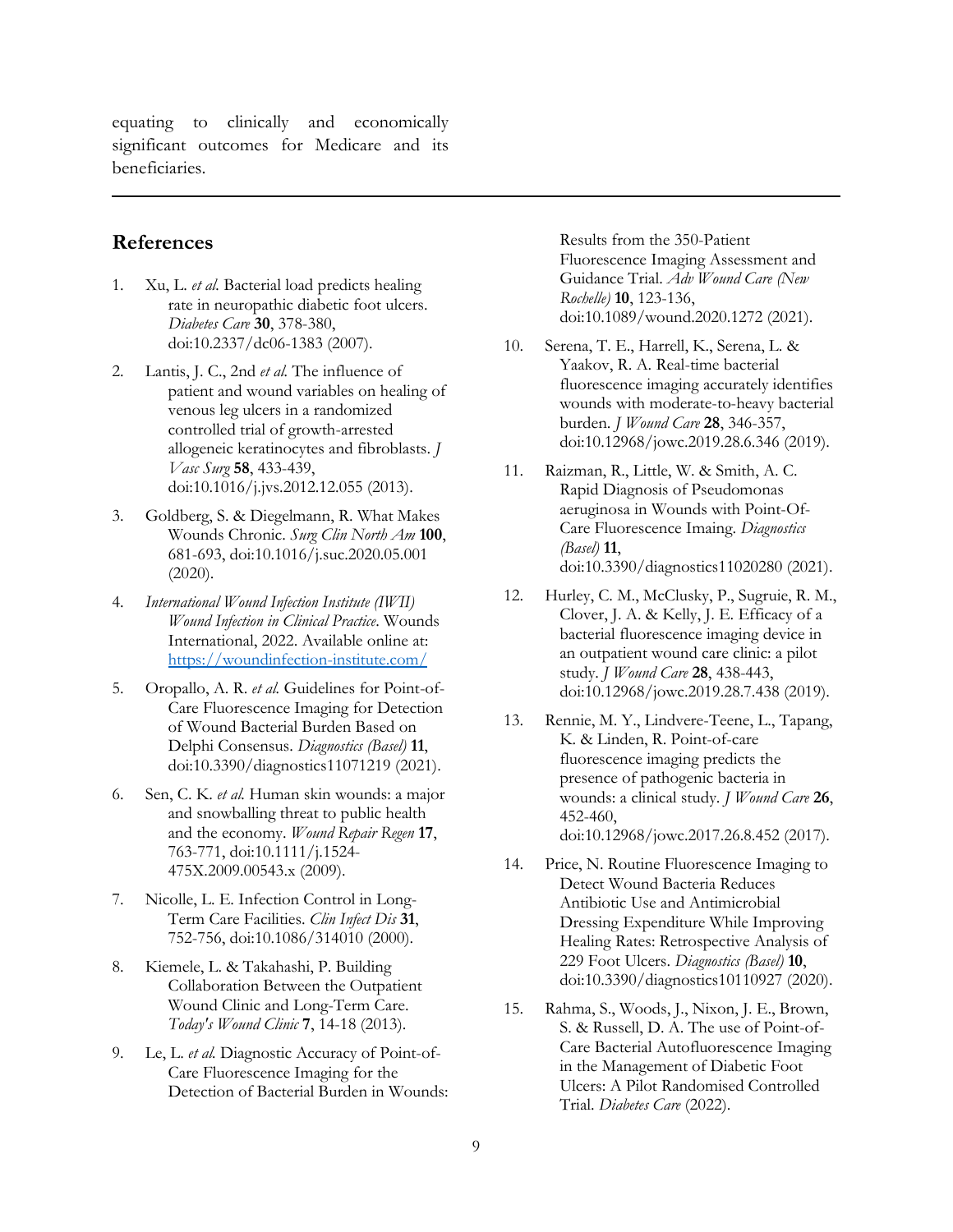equating to clinically and economically significant outcomes for Medicare and its beneficiaries.

---

## References

1. Xu, L. *et al.* Bacterial load predicts healing rate in neuropathic diabetic foot ulcers. *Diabetes Care* **30**, 378-380, doi:10.2337/dc06-1383 (2007).
2. Lantis, J. C., 2nd *et al.* The influence of patient and wound variables on healing of venous leg ulcers in a randomized controlled trial of growth-arrested allogeneic keratinocytes and fibroblasts. *J Vasc Surg* **58**, 433-439, doi:10.1016/j.jvs.2012.12.055 (2013).
3. Goldberg, S. & Diegelmann, R. What Makes Wounds Chronic. *Surg Clin North Am* **100**, 681-693, doi:10.1016/j.suc.2020.05.001 (2020).
4. *International Wound Infection Institute (IWII) Wound Infection in Clinical Practice*. Wounds International, 2022. Available online at: https://woundinfection-institute.com/
5. Oropallo, A. R. *et al.* Guidelines for Point-of-Care Fluorescence Imaging for Detection of Wound Bacterial Burden Based on Delphi Consensus. *Diagnostics (Basel)* **11**, doi:10.3390/diagnostics11071219 (2021).
6. Sen, C. K. *et al.* Human skin wounds: a major and snowballing threat to public health and the economy. *Wound Repair Regen* **17**, 763-771, doi:10.1111/j.1524-475X.2009.00543.x (2009).
7. Nicolle, L. E. Infection Control in Long-Term Care Facilities. *Clin Infect Dis* **31**, 752-756, doi:10.1086/314010 (2000).
8. Kiemele, L. & Takahashi, P. Building Collaboration Between the Outpatient Wound Clinic and Long-Term Care. *Today's Wound Clinic* **7**, 14-18 (2013).
9. Le, L. *et al.* Diagnostic Accuracy of Point-of-Care Fluorescence Imaging for the Detection of Bacterial Burden in Wounds: Results from the 350-Patient Fluorescence Imaging Assessment and Guidance Trial. *Adv Wound Care (New Rochelle)* **10**, 123-136, doi:10.1089/wound.2020.1272 (2021).
10. Serena, T. E., Harrell, K., Serena, L. & Yaakov, R. A. Real-time bacterial fluorescence imaging accurately identifies wounds with moderate-to-heavy bacterial burden. *J Wound Care* **28**, 346-357, doi:10.12968/jowc.2019.28.6.346 (2019).
11. Raizman, R., Little, W. & Smith, A. C. Rapid Diagnosis of Pseudomonas aeruginosa in Wounds with Point-Of-Care Fluorescence Imaing. *Diagnostics (Basel)* **11**, doi:10.3390/diagnostics11020280 (2021).
12. Hurley, C. M., McClusky, P., Sugruie, R. M., Clover, J. A. & Kelly, J. E. Efficacy of a bacterial fluorescence imaging device in an outpatient wound care clinic: a pilot study. *J Wound Care* **28**, 438-443, doi:10.12968/jowc.2019.28.7.438 (2019).
13. Rennie, M. Y., Lindvere-Teene, L., Tapang, K. & Linden, R. Point-of-care fluorescence imaging predicts the presence of pathogenic bacteria in wounds: a clinical study. *J Wound Care* **26**, 452-460, doi:10.12968/jowc.2017.26.8.452 (2017).
14. Price, N. Routine Fluorescence Imaging to Detect Wound Bacteria Reduces Antibiotic Use and Antimicrobial Dressing Expenditure While Improving Healing Rates: Retrospective Analysis of 229 Foot Ulcers. *Diagnostics (Basel)* **10**, doi:10.3390/diagnostics10110927 (2020).
15. Rahma, S., Woods, J., Nixon, J. E., Brown, S. & Russell, D. A. The use of Point-of-Care Bacterial Autofluorescence Imaging in the Management of Diabetic Foot Ulcers: A Pilot Randomised Controlled Trial. *Diabetes Care* (2022).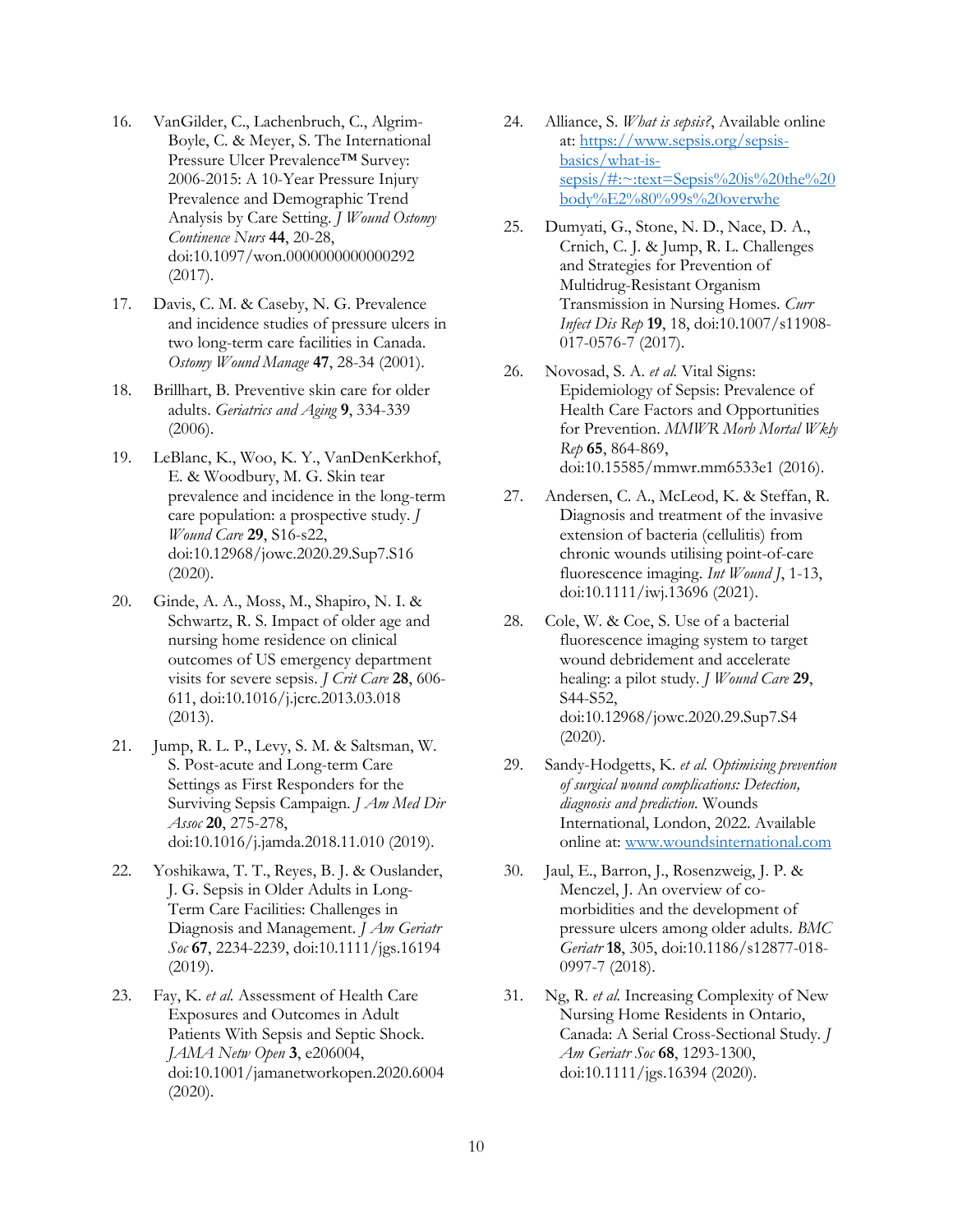16. VanGilder, C., Lachenbruch, C., Algrim-Boyle, C. & Meyer, S. The International Pressure Ulcer Prevalence™ Survey: 2006-2015: A 10-Year Pressure Injury Prevalence and Demographic Trend Analysis by Care Setting. *J Wound Ostomy Continence Nurs* **44**, 20-28, doi:10.1097/won.0000000000000292 (2017).

17. Davis, C. M. & Caseby, N. G. Prevalence and incidence studies of pressure ulcers in two long-term care facilities in Canada. *Ostomy Wound Manage* **47**, 28-34 (2001).

18. Brillhart, B. Preventive skin care for older adults. *Geriatrics and Aging* **9**, 334-339 (2006).

19. LeBlanc, K., Woo, K. Y., VanDenKerkhof, E. & Woodbury, M. G. Skin tear prevalence and incidence in the long-term care population: a prospective study. *J Wound Care* **29**, S16-s22, doi:10.12968/jowc.2020.29.Sup7.S16 (2020).

20. Ginde, A. A., Moss, M., Shapiro, N. I. & Schwartz, R. S. Impact of older age and nursing home residence on clinical outcomes of US emergency department visits for severe sepsis. *J Crit Care* **28**, 606-611, doi:10.1016/j.jcrc.2013.03.018 (2013).

21. Jump, R. L. P., Levy, S. M. & Saltsman, W. S. Post-acute and Long-term Care Settings as First Responders for the Surviving Sepsis Campaign. *J Am Med Dir Assoc* **20**, 275-278, doi:10.1016/j.jamda.2018.11.010 (2019).

22. Yoshikawa, T. T., Reyes, B. J. & Ouslander, J. G. Sepsis in Older Adults in Long-Term Care Facilities: Challenges in Diagnosis and Management. *J Am Geriatr Soc* **67**, 2234-2239, doi:10.1111/jgs.16194 (2019).

23. Fay, K. *et al.* Assessment of Health Care Exposures and Outcomes in Adult Patients With Sepsis and Septic Shock. *JAMA Netw Open* **3**, e206004, doi:10.1001/jamanetworkopen.2020.6004 (2020).

24. Alliance, S. *What is sepsis?*, Available online at: [https://www.sepsis.org/sepsis-basics/what-is-sepsis/#:~:text=Sepsis%20is%20the%20body%E2%80%99s%20overwhe](https://www.sepsis.org/sepsis-basics/what-is-sepsis/#:~:text=Sepsis%20is%20the%20body%E2%80%99s%20overwhe)

25. Dumyati, G., Stone, N. D., Nace, D. A., Crnich, C. J. & Jump, R. L. Challenges and Strategies for Prevention of Multidrug-Resistant Organism Transmission in Nursing Homes. *Curr Infect Dis Rep* **19**, 18, doi:10.1007/s11908-017-0576-7 (2017).

26. Novosad, S. A. *et al.* Vital Signs: Epidemiology of Sepsis: Prevalence of Health Care Factors and Opportunities for Prevention. *MMWR Morb Mortal Wkly Rep* **65**, 864-869, doi:10.15585/mmwr.mm6533e1 (2016).

27. Andersen, C. A., McLeod, K. & Steffan, R. Diagnosis and treatment of the invasive extension of bacteria (cellulitis) from chronic wounds utilising point-of-care fluorescence imaging. *Int Wound J*, 1-13, doi:10.1111/iwj.13696 (2021).

28. Cole, W. & Coe, S. Use of a bacterial fluorescence imaging system to target wound debridement and accelerate healing: a pilot study. *J Wound Care* **29**, S44-S52, doi:10.12968/jowc.2020.29.Sup7.S4 (2020).

29. Sandy-Hodgetts, K. *et al. Optimising prevention of surgical wound complications: Detection, diagnosis and prediction.* Wounds International, London, 2022. Available online at: [www.woundsinternational.com](www.woundsinternational.com)

30. Jaul, E., Barron, J., Rosenzweig, J. P. & Menczel, J. An overview of co-morbidities and the development of pressure ulcers among older adults. *BMC Geriatr* **18**, 305, doi:10.1186/s12877-018-0997-7 (2018).

31. Ng, R. *et al.* Increasing Complexity of New Nursing Home Residents in Ontario, Canada: A Serial Cross-Sectional Study. *J Am Geriatr Soc* **68**, 1293-1300, doi:10.1111/jgs.16394 (2020).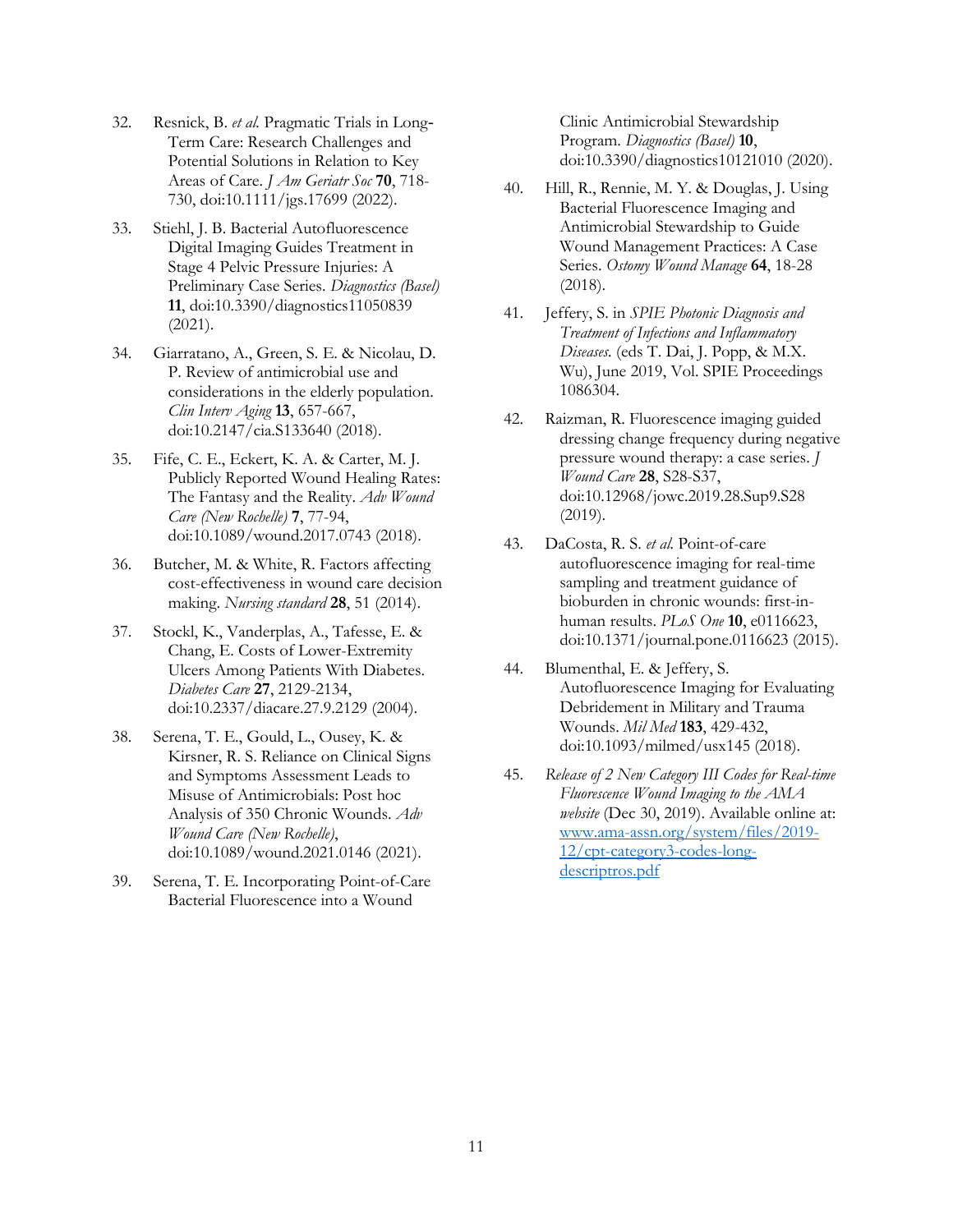32. Resnick, B. *et al.* Pragmatic Trials in Long-Term Care: Research Challenges and Potential Solutions in Relation to Key Areas of Care. *J Am Geriatr Soc* **70**, 718-730, doi:10.1111/jgs.17699 (2022).

33. Stiehl, J. B. Bacterial Autofluorescence Digital Imaging Guides Treatment in Stage 4 Pelvic Pressure Injuries: A Preliminary Case Series. *Diagnostics (Basel)* **11**, doi:10.3390/diagnostics11050839 (2021).

34. Giarratano, A., Green, S. E. & Nicolau, D. P. Review of antimicrobial use and considerations in the elderly population. *Clin Interv Aging* **13**, 657-667, doi:10.2147/cia.S133640 (2018).

35. Fife, C. E., Eckert, K. A. & Carter, M. J. Publicly Reported Wound Healing Rates: The Fantasy and the Reality. *Adv Wound Care (New Rochelle)* **7**, 77-94, doi:10.1089/wound.2017.0743 (2018).

36. Butcher, M. & White, R. Factors affecting cost-effectiveness in wound care decision making. *Nursing standard* **28**, 51 (2014).

37. Stockl, K., Vanderplas, A., Tafesse, E. & Chang, E. Costs of Lower-Extremity Ulcers Among Patients With Diabetes. *Diabetes Care* **27**, 2129-2134, doi:10.2337/diacare.27.9.2129 (2004).

38. Serena, T. E., Gould, L., Ousey, K. & Kirsner, R. S. Reliance on Clinical Signs and Symptoms Assessment Leads to Misuse of Antimicrobials: Post hoc Analysis of 350 Chronic Wounds. *Adv Wound Care (New Rochelle)*, doi:10.1089/wound.2021.0146 (2021).

39. Serena, T. E. Incorporating Point-of-Care Bacterial Fluorescence into a Wound Clinic Antimicrobial Stewardship Program. *Diagnostics (Basel)* **10**, doi:10.3390/diagnostics10121010 (2020).

40. Hill, R., Rennie, M. Y. & Douglas, J. Using Bacterial Fluorescence Imaging and Antimicrobial Stewardship to Guide Wound Management Practices: A Case Series. *Ostomy Wound Manage* **64**, 18-28 (2018).

41. Jeffery, S. in *SPIE Photonic Diagnosis and Treatment of Infections and Inflammatory Diseases.* (eds T. Dai, J. Popp, & M.X. Wu), June 2019, Vol. SPIE Proceedings 1086304.

42. Raizman, R. Fluorescence imaging guided dressing change frequency during negative pressure wound therapy: a case series. *J Wound Care* **28**, S28-S37, doi:10.12968/jowc.2019.28.Sup9.S28 (2019).

43. DaCosta, R. S. *et al.* Point-of-care autofluorescence imaging for real-time sampling and treatment guidance of bioburden in chronic wounds: first-in-human results. *PLoS One* **10**, e0116623, doi:10.1371/journal.pone.0116623 (2015).

44. Blumenthal, E. & Jeffery, S. Autofluorescence Imaging for Evaluating Debridement in Military and Trauma Wounds. *Mil Med* **183**, 429-432, doi:10.1093/milmed/usx145 (2018).

45. *Release of 2 New Category III Codes for Real-time Fluorescence Wound Imaging to the AMA website* (Dec 30, 2019). Available online at: [www.ama-assn.org/system/files/2019-12/cpt-category3-codes-long-descriptros.pdf](www.ama-assn.org/system/files/2019-12/cpt-category3-codes-long-descriptros.pdf)